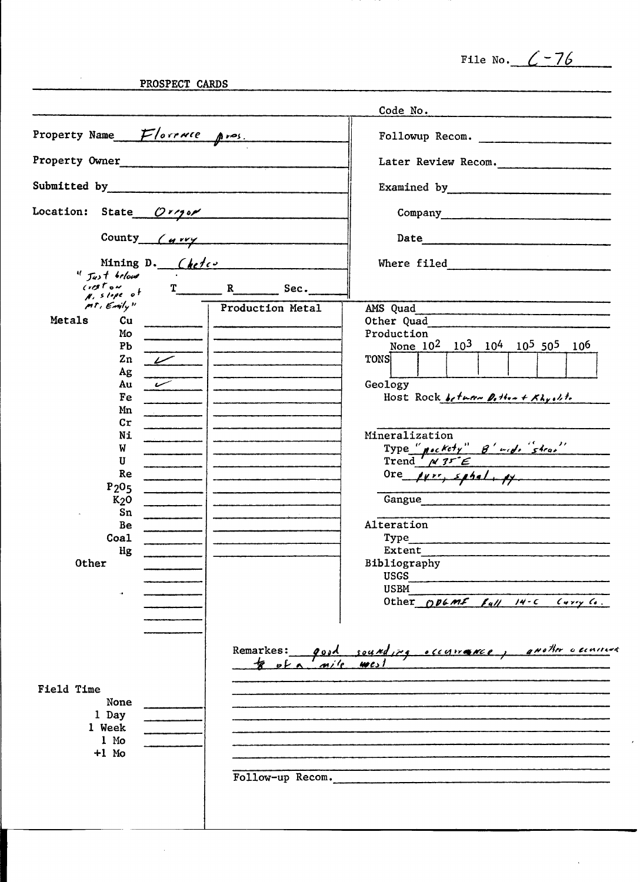File No. C-76

PROSPECT CARDS

| | |
|---|---|
| | Code No. |
| Property Name Florence Pros. | Followup Recom. |
| Property Owner | Later Review Recom. |
| Submitted by | Examined by |
| Location: State Oregon | Company |
| County Curry | Date |
| Mining D. Chetco | Where filed |
| "Just below crest on N. slope of Mt. Emily" T R Sec. | |

| Metals | | Production Metal |
|---|---|---|
| Cu | | |
| Mo | | |
| Pb | | |
| Zn | ✓ | |
| Ag | | |
| Au | ✓ | |
| Fe | | |
| Mn | | |
| Cr | | |
| Ni | | |
| W | | |
| U | | |
| Re | | |
| $P_2O_5$ | | |
| $K_2O$ | | |
| Sn | | |
| Be | | |
| Coal | | |
| Hg | | |
| Other | | |

AMS Quad

Other Quad

Production

| None | $10^2$ | $10^3$ | $10^4$ | $10^5$ | $5 0^5$ | $10^6$ |
|---|---|---|---|---|---|---|
| TONS | | | | | | |

Geology

Host Rock between Dolton + Rhyolite

Mineralization

Type "pockety" 8' wide "shear"

Trend N 75° E

Ore pyrr, sphal, py.

Gangue

Alteration

Type

Extent

Bibliography

USGS

USBM

Other DOGMI Fall 14-C Curry Co.

Remarks: good sounding occurrence, another occurrence ⅛ of a mile west

Field Time

None

1 Day

1 Week

1 Mo

+1 Mo

Follow-up Recom.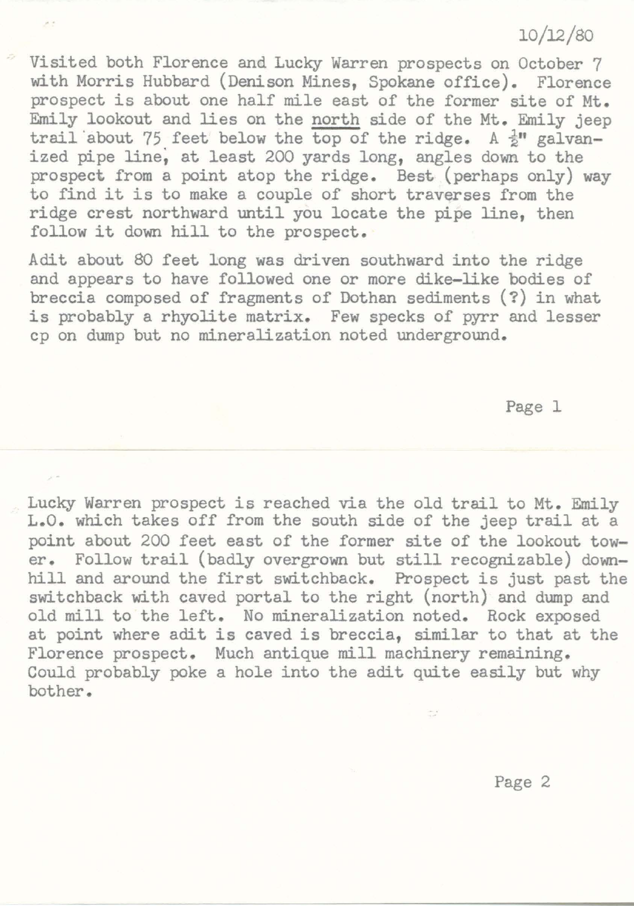10/12/80

Visited both Florence and Lucky Warren prospects on October 7 with Morris Hubbard (Denison Mines, Spokane office). Florence prospect is about one half mile east of the former site of Mt. Emily lookout and lies on the north side of the Mt. Emily jeep trail about 75 feet below the top of the ridge. A ½" galvanized pipe line, at least 200 yards long, angles down to the prospect from a point atop the ridge. Best (perhaps only) way to find it is to make a couple of short traverses from the ridge crest northward until you locate the pipe line, then follow it down hill to the prospect.

Adit about 80 feet long was driven southward into the ridge and appears to have followed one or more dike-like bodies of breccia composed of fragments of Dothan sediments (?) in what is probably a rhyolite matrix. Few specks of pyrr and lesser cp on dump but no mineralization noted underground.

Lucky Warren prospect is reached via the old trail to Mt. Emily L.O. which takes off from the south side of the jeep trail at a point about 200 feet east of the former site of the lookout tower. Follow trail (badly overgrown but still recognizable) downhill and around the first switchback. Prospect is just past the switchback with caved portal to the right (north) and dump and old mill to the left. No mineralization noted. Rock exposed at point where adit is caved is breccia, similar to that at the Florence prospect. Much antique mill machinery remaining. Could probably poke a hole into the adit quite easily but why bother.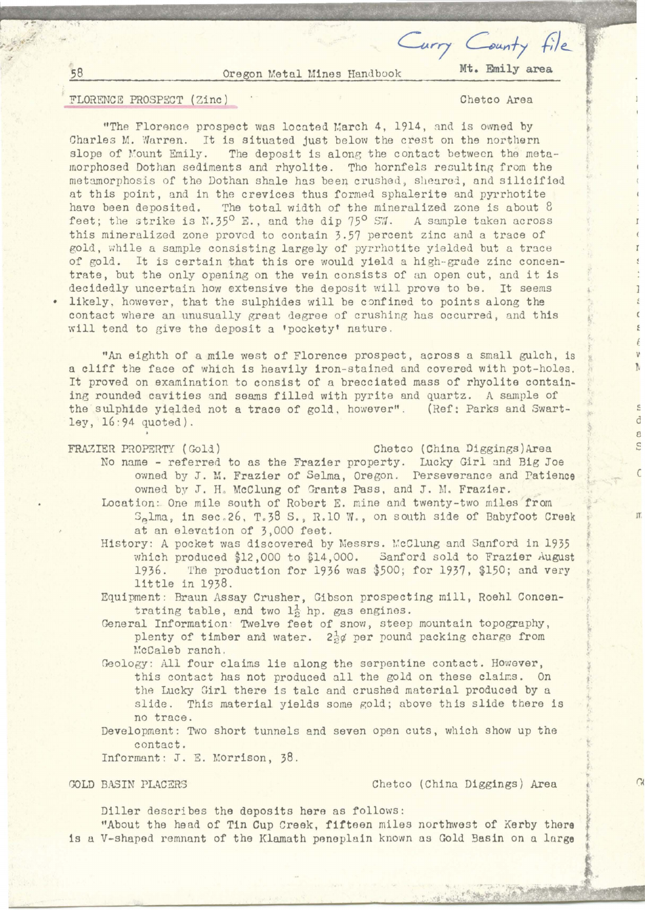Curry County file

Mt. Emily area

## FLORENCE PROSPECT (Zinc) Chetco Area

"The Florence prospect was located March 4, 1914, and is owned by Charles M. Warren. It is situated just below the crest on the northern slope of Mount Emily. The deposit is along the contact between the metamorphosed Dothan sediments and rhyolite. The hornfels resulting from the metamorphosis of the Dothan shale has been crushed, sheared, and silicified at this point, and in the crevices thus formed sphalerite and pyrrhotite have been deposited. The total width of the mineralized zone is about 8 feet; the strike is N.35° E., and the dip 75° SW. A sample taken across this mineralized zone proved to contain 3.57 percent zinc and a trace of gold, while a sample consisting largely of pyrrhotite yielded but a trace of gold. It is certain that this ore would yield a high-grade zinc concentrate, but the only opening on the vein consists of an open cut, and it is decidedly uncertain how extensive the deposit will prove to be. It seems likely, however, that the sulphides will be confined to points along the contact where an unusually great degree of crushing has occurred, and this will tend to give the deposit a 'pockety' nature.

"An eighth of a mile west of Florence prospect, across a small gulch, is a cliff the face of which is heavily iron-stained and covered with pot-holes. It proved on examination to consist of a brecciated mass of rhyolite containing rounded cavities and seams filled with pyrite and quartz. A sample of the sulphide yielded not a trace of gold, however". (Ref: Parks and Swartley, 16:94 quoted).

## FRAZIER PROPERTY (Gold) Chetco (China Diggings) Area

No name - referred to as the Frazier property. Lucky Girl and Big Joe owned by J. M. Frazier of Selma, Oregon. Perseverance and Patience owned by J. H. McClung of Grants Pass, and J. M. Frazier.

Location: One mile south of Robert E. mine and twenty-two miles from Selma, in sec. 26, T. 38 S., R. 10 W., on south side of Babyfoot Creek at an elevation of 3,000 feet.

History: A pocket was discovered by Messrs. McClung and Sanford in 1935 which produced \$12,000 to \$14,000. Sanford sold to Frazier August 1936. The production for 1936 was \$500; for 1937, \$150; and very little in 1938.

Equipment: Braun Assay Crusher, Gibson prospecting mill, Roehl Concentrating table, and two 1½ hp. gas engines.

General Information: Twelve feet of snow, steep mountain topography, plenty of timber and water. 2½¢ per pound packing charge from McCaleb ranch.

Geology: All four claims lie along the serpentine contact. However, this contact has not produced all the gold on these claims. On the Lucky Girl there is talc and crushed material produced by a slide. This material yields some gold; above this slide there is no trace.

Development: Two short tunnels and seven open cuts, which show up the contact.

Informant: J. E. Morrison, 38.

## GOLD BASIN PLACERS Chetco (China Diggings) Area

Diller describes the deposits here as follows:

"About the head of Tin Cup Creek, fifteen miles northwest of Kerby there is a V-shaped remnant of the Klamath peneplain known as Gold Basin on a large